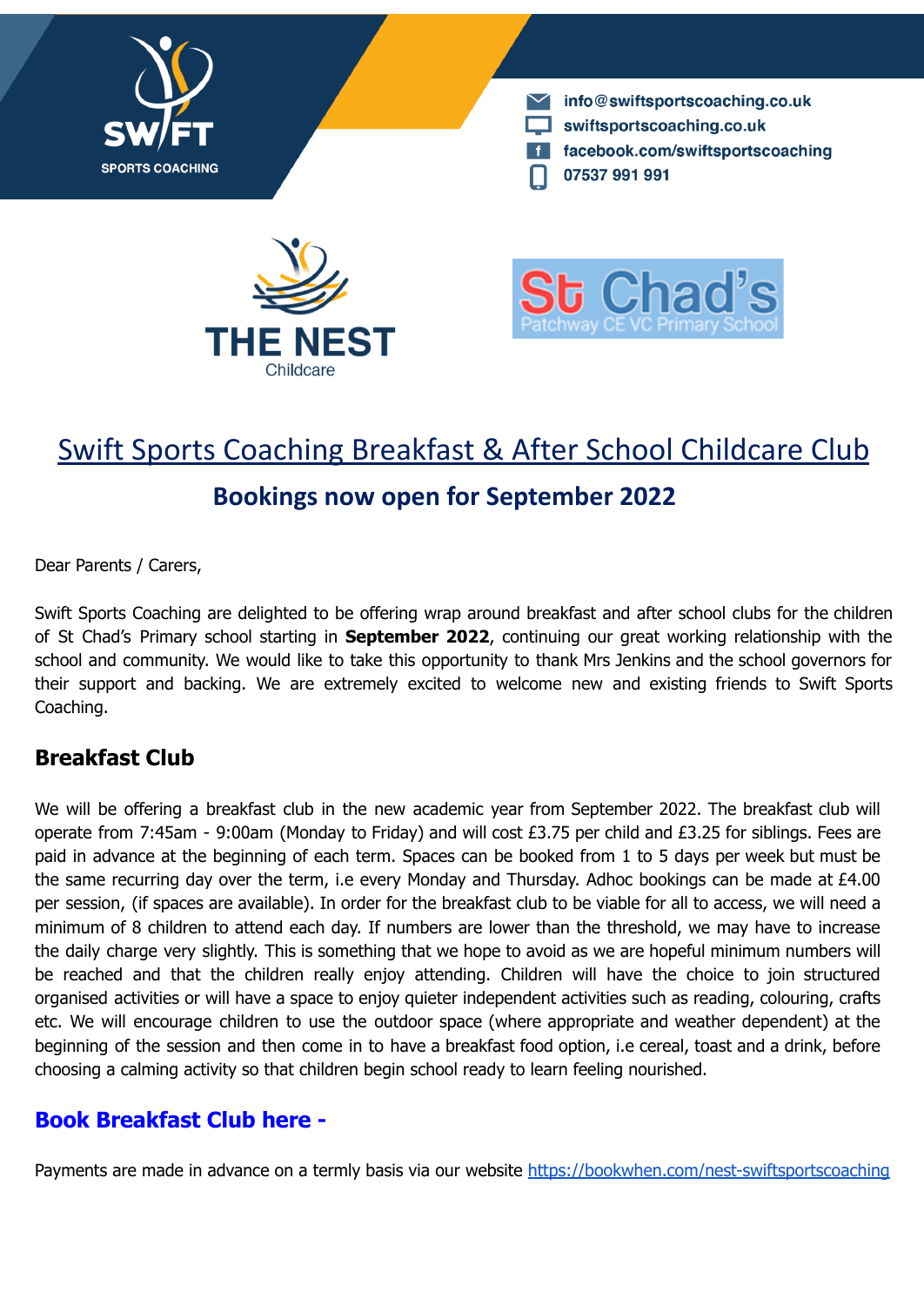SWIFT SPORTS COACHING

info@swiftsportscoaching.co.uk
swiftsportscoaching.co.uk
facebook.com/swiftsportscoaching
07537 991 991

THE NEST Childcare

St Chad's Patchway CE VC Primary School

# Swift Sports Coaching Breakfast & After School Childcare Club

## Bookings now open for September 2022

Dear Parents / Carers,

Swift Sports Coaching are delighted to be offering wrap around breakfast and after school clubs for the children of St Chad's Primary school starting in **September 2022**, continuing our great working relationship with the school and community. We would like to take this opportunity to thank Mrs Jenkins and the school governors for their support and backing. We are extremely excited to welcome new and existing friends to Swift Sports Coaching.

### Breakfast Club

We will be offering a breakfast club in the new academic year from September 2022. The breakfast club will operate from 7:45am - 9:00am (Monday to Friday) and will cost £3.75 per child and £3.25 for siblings. Fees are paid in advance at the beginning of each term. Spaces can be booked from 1 to 5 days per week but must be the same recurring day over the term, i.e every Monday and Thursday. Adhoc bookings can be made at £4.00 per session, (if spaces are available). In order for the breakfast club to be viable for all to access, we will need a minimum of 8 children to attend each day. If numbers are lower than the threshold, we may have to increase the daily charge very slightly. This is something that we hope to avoid as we are hopeful minimum numbers will be reached and that the children really enjoy attending. Children will have the choice to join structured organised activities or will have a space to enjoy quieter independent activities such as reading, colouring, crafts etc. We will encourage children to use the outdoor space (where appropriate and weather dependent) at the beginning of the session and then come in to have a breakfast food option, i.e cereal, toast and a drink, before choosing a calming activity so that children begin school ready to learn feeling nourished.

### Book Breakfast Club here -

Payments are made in advance on a termly basis via our website https://bookwhen.com/nest-swiftsportscoaching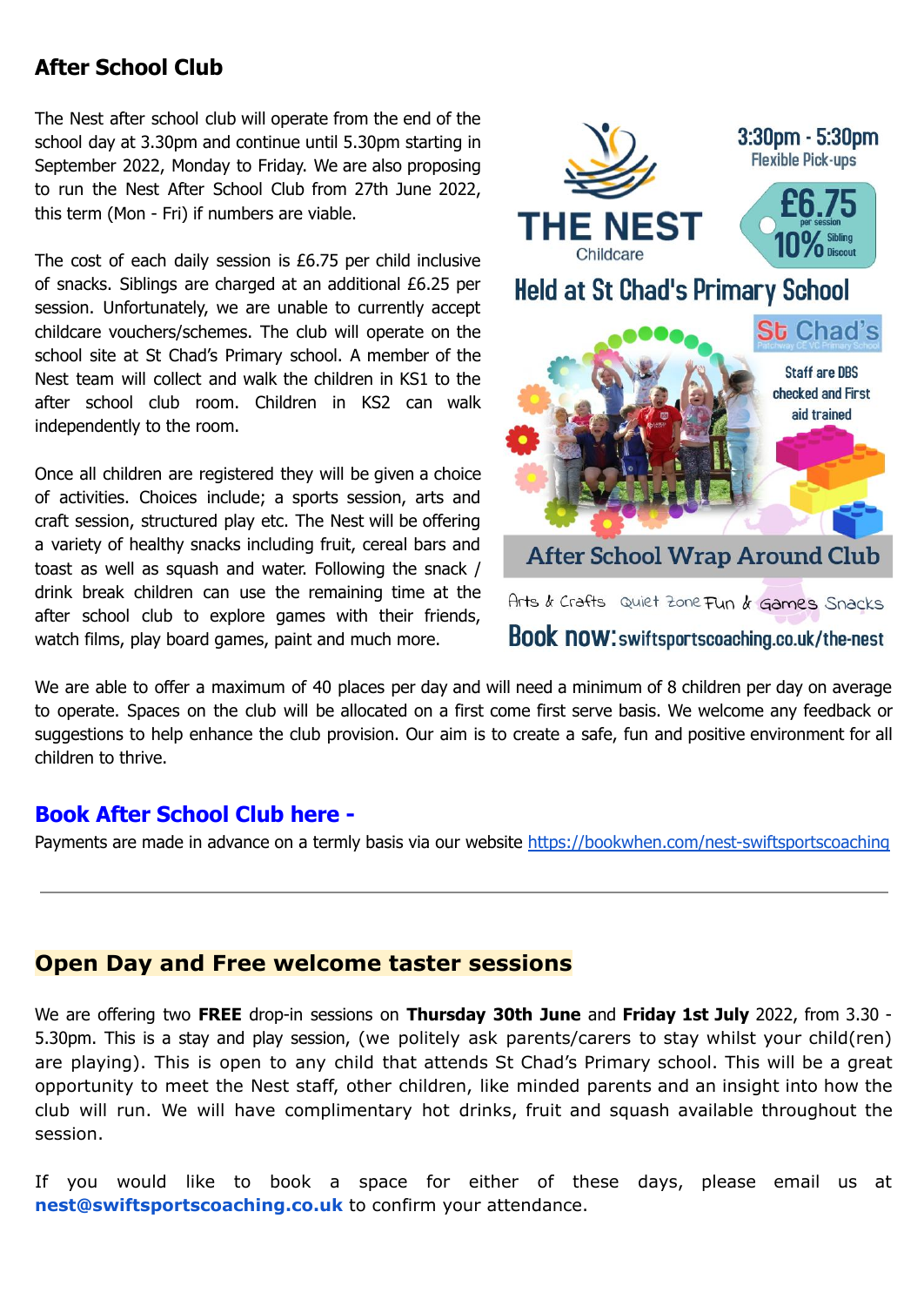## After School Club

The Nest after school club will operate from the end of the school day at 3.30pm and continue until 5.30pm starting in September 2022, Monday to Friday. We are also proposing to run the Nest After School Club from 27th June 2022, this term (Mon - Fri) if numbers are viable.

The cost of each daily session is £6.75 per child inclusive of snacks. Siblings are charged at an additional £6.25 per session. Unfortunately, we are unable to currently accept childcare vouchers/schemes. The club will operate on the school site at St Chad's Primary school. A member of the Nest team will collect and walk the children in KS1 to the after school club room. Children in KS2 can walk independently to the room.

Once all children are registered they will be given a choice of activities. Choices include; a sports session, arts and craft session, structured play etc. The Nest will be offering a variety of healthy snacks including fruit, cereal bars and toast as well as squash and water. Following the snack / drink break children can use the remaining time at the after school club to explore games with their friends, watch films, play board games, paint and much more.

THE NEST
Childcare

3:30pm - 5:30pm
Flexible Pick-ups

£6.75 per session
10% Sibling Discount

Held at St Chad's Primary School

St Chad's
Patchway CE VC Primary School

Staff are DBS checked and First aid trained

After School Wrap Around Club

Arts & Crafts Quiet Zone Fun & Games Snacks

Book now: swiftsportscoaching.co.uk/the-nest

We are able to offer a maximum of 40 places per day and will need a minimum of 8 children per day on average to operate. Spaces on the club will be allocated on a first come first serve basis. We welcome any feedback or suggestions to help enhance the club provision. Our aim is to create a safe, fun and positive environment for all children to thrive.

### Book After School Club here -

Payments are made in advance on a termly basis via our website https://bookwhen.com/nest-swiftsportscoaching

---

## Open Day and Free welcome taster sessions

We are offering two **FREE** drop-in sessions on **Thursday 30th June** and **Friday 1st July** 2022, from 3.30 - 5.30pm. This is a stay and play session, (we politely ask parents/carers to stay whilst your child(ren) are playing). This is open to any child that attends St Chad's Primary school. This will be a great opportunity to meet the Nest staff, other children, like minded parents and an insight into how the club will run. We will have complimentary hot drinks, fruit and squash available throughout the session.

If you would like to book a space for either of these days, please email us at **nest@swiftsportscoaching.co.uk** to confirm your attendance.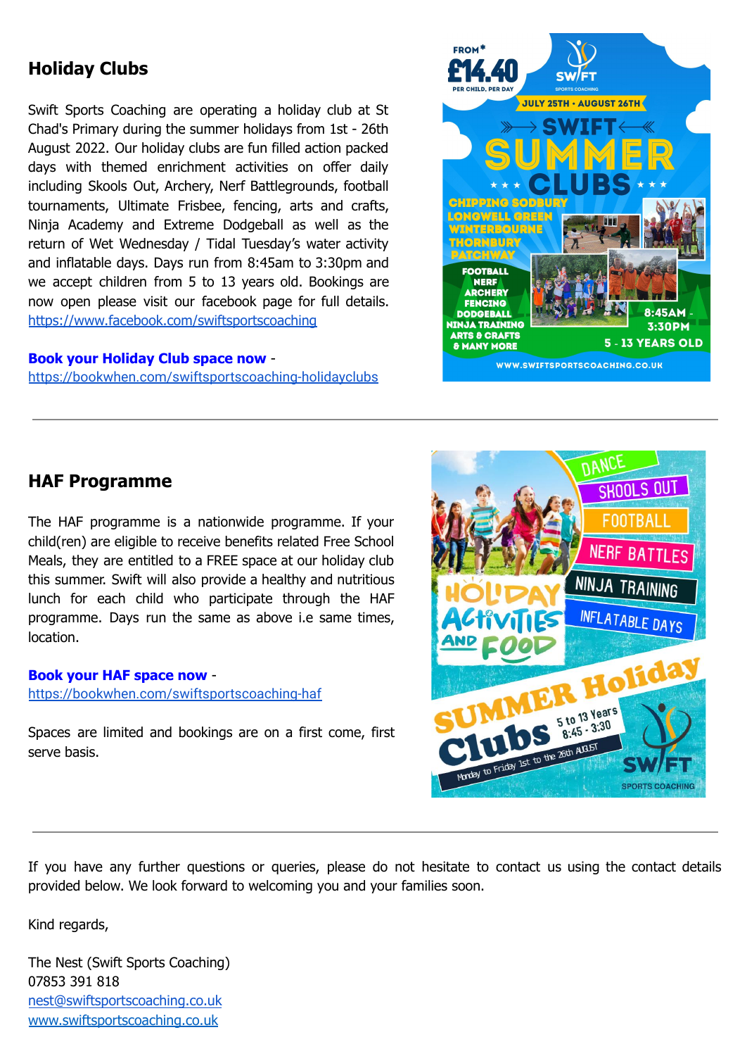## Holiday Clubs

Swift Sports Coaching are operating a holiday club at St Chad's Primary during the summer holidays from 1st - 26th August 2022. Our holiday clubs are fun filled action packed days with themed enrichment activities on offer daily including Skools Out, Archery, Nerf Battlegrounds, football tournaments, Ultimate Frisbee, fencing, arts and crafts, Ninja Academy and Extreme Dodgeball as well as the return of Wet Wednesday / Tidal Tuesday's water activity and inflatable days. Days run from 8:45am to 3:30pm and we accept children from 5 to 13 years old. Bookings are now open please visit our facebook page for full details. https://www.facebook.com/swiftsportscoaching

**Book your Holiday Club space now** - https://bookwhen.com/swiftsportscoaching-holidayclubs

---

## HAF Programme

The HAF programme is a nationwide programme. If your child(ren) are eligible to receive benefits related Free School Meals, they are entitled to a FREE space at our holiday club this summer. Swift will also provide a healthy and nutritious lunch for each child who participate through the HAF programme. Days run the same as above i.e same times, location.

**Book your HAF space now** - https://bookwhen.com/swiftsportscoaching-haf

Spaces are limited and bookings are on a first come, first serve basis.

---

If you have any further questions or queries, please do not hesitate to contact us using the contact details provided below. We look forward to welcoming you and your families soon.

Kind regards,

The Nest (Swift Sports Coaching)
07853 391 818
nest@swiftsportscoaching.co.uk
www.swiftsportscoaching.co.uk